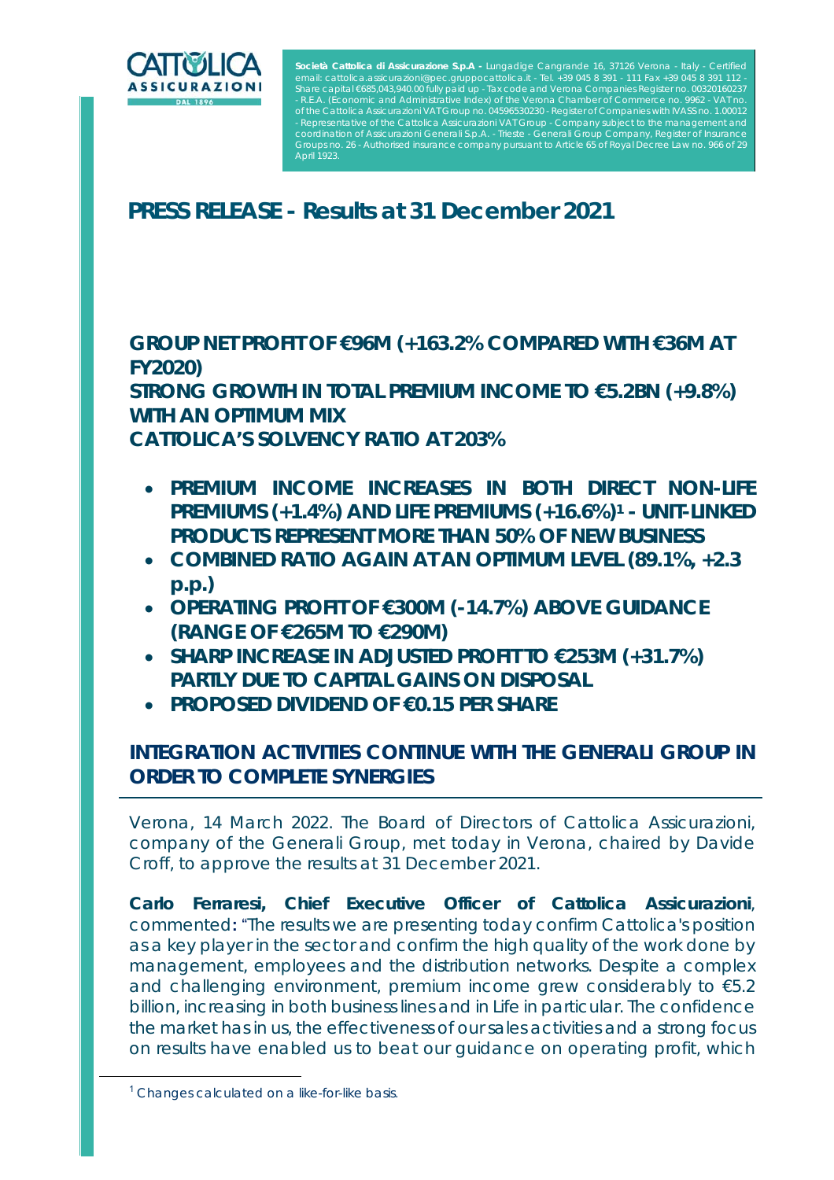**Società Cattolica di Assicurazione S.p.A** - Lungadige Cangrande 16, 37126 Verona - Italy - Certified email: cattolica.assicurazioni@pec.gruppocattolica.it - Tel. +39 045 8 391 - 111 Fax +39 045 8 391 112 - Share capital €685,043,940.00 fully paid up - Tax code and Verona Companies Register no. 00320160237 - R.E.A. (Economic and Administrative Index) of the Verona Chamber of Commerce no. 9962 - VAT no. of the Cattolica Assicurazioni VAT Group no. 04596530230 - Register of Companies with IVASS no. 1.00012 - Representative of the Cattolica Assicurazioni VAT Group - Company subject to the management and coordination of Assicurazioni Generali S.p.A. - Trieste - Generali Group Company, Register of Insurance Groups no. 26 - Authorised insurance company pursuant to Article 65 of Royal Decree Law no. 966 of 29 April 1923.

# PRESS RELEASE - Results at 31 December 2021

## GROUP NET PROFIT OF €96M (+163.2% COMPARED WITH €36M AT FY2020)
## STRONG GROWTH IN TOTAL PREMIUM INCOME TO €5.2BN (+9.8%) WITH AN OPTIMUM MIX
## CATTOLICA'S SOLVENCY RATIO AT 203%

- **PREMIUM INCOME INCREASES IN BOTH DIRECT NON-LIFE PREMIUMS (+1.4%) AND LIFE PREMIUMS (+16.6%)[1] - UNIT-LINKED PRODUCTS REPRESENT MORE THAN 50% OF NEW BUSINESS**
- **COMBINED RATIO AGAIN AT AN OPTIMUM LEVEL (89.1%, +2.3 p.p.)**
- **OPERATING PROFIT OF €300M (-14.7%) ABOVE GUIDANCE (RANGE OF €265M TO €290M)**
- **SHARP INCREASE IN ADJUSTED PROFIT TO €253M (+31.7%) PARTLY DUE TO CAPITAL GAINS ON DISPOSAL**
- **PROPOSED DIVIDEND OF €0.15 PER SHARE**

## INTEGRATION ACTIVITIES CONTINUE WITH THE GENERALI GROUP IN ORDER TO COMPLETE SYNERGIES

Verona, 14 March 2022. The Board of Directors of Cattolica Assicurazioni, company of the Generali Group, met today in Verona, chaired by Davide Croff, to approve the results at 31 December 2021.

**Carlo Ferraresi, Chief Executive Officer of Cattolica Assicurazioni**, commented: "The results we are presenting today confirm Cattolica's position as a key player in the sector and confirm the high quality of the work done by management, employees and the distribution networks. Despite a complex and challenging environment, premium income grew considerably to €5.2 billion, increasing in both business lines and in Life in particular. The confidence the market has in us, the effectiveness of our sales activities and a strong focus on results have enabled us to beat our guidance on operating profit, which

[1] Changes calculated on a like-for-like basis.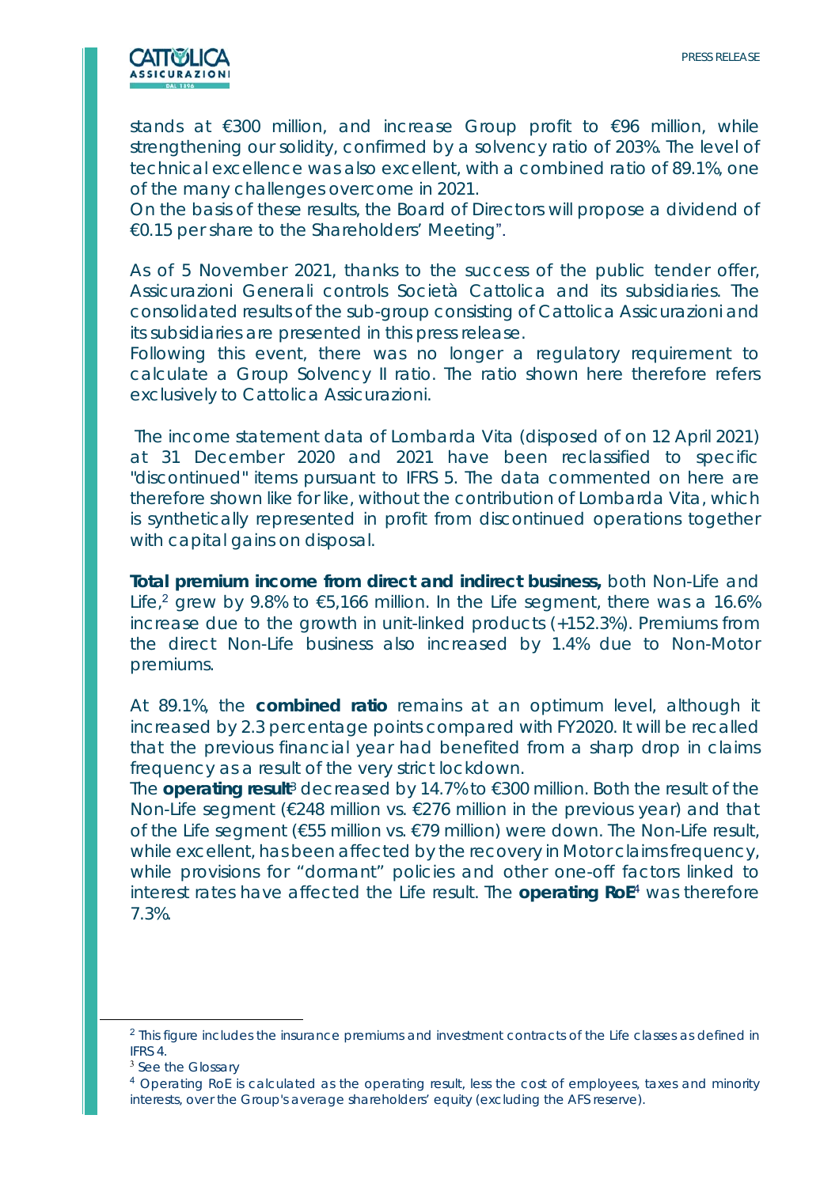stands at €300 million, and increase Group profit to €96 million, while strengthening our solidity, confirmed by a solvency ratio of 203%. The level of technical excellence was also excellent, with a combined ratio of 89.1%, one of the many challenges overcome in 2021.

On the basis of these results, the Board of Directors will propose a dividend of €0.15 per share to the Shareholders' Meeting".

As of 5 November 2021, thanks to the success of the public tender offer, Assicurazioni Generali controls Società Cattolica and its subsidiaries. The consolidated results of the sub-group consisting of Cattolica Assicurazioni and its subsidiaries are presented in this press release.

Following this event, there was no longer a regulatory requirement to calculate a Group Solvency II ratio. The ratio shown here therefore refers exclusively to Cattolica Assicurazioni.

The income statement data of Lombarda Vita (disposed of on 12 April 2021) at 31 December 2020 and 2021 have been reclassified to specific "discontinued" items pursuant to IFRS 5. The data commented on here are therefore shown like for like, without the contribution of Lombarda Vita, which is synthetically represented in profit from discontinued operations together with capital gains on disposal.

**Total premium income from direct and indirect business,** both Non-Life and Life,[2] grew by 9.8% to €5,166 million. In the Life segment, there was a 16.6% increase due to the growth in unit-linked products (+152.3%). Premiums from the direct Non-Life business also increased by 1.4% due to Non-Motor premiums.

At 89.1%, the **combined ratio** remains at an optimum level, although it increased by 2.3 percentage points compared with FY2020. It will be recalled that the previous financial year had benefited from a sharp drop in claims frequency as a result of the very strict lockdown.

The **operating result**[3] decreased by 14.7% to €300 million. Both the result of the Non-Life segment (€248 million vs. €276 million in the previous year) and that of the Life segment (€55 million vs. €79 million) were down. The Non-Life result, while excellent, has been affected by the recovery in Motor claims frequency, while provisions for "dormant" policies and other one-off factors linked to interest rates have affected the Life result. The **operating RoE**[4] was therefore 7.3%.

---

[2] This figure includes the insurance premiums and investment contracts of the Life classes as defined in IFRS 4.

[3] See the Glossary

[4] Operating RoE is calculated as the operating result, less the cost of employees, taxes and minority interests, over the Group's average shareholders' equity (excluding the AFS reserve).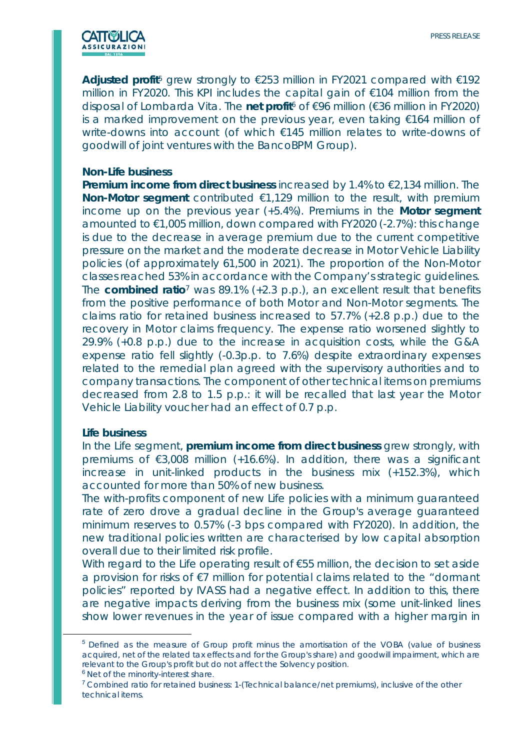**Adjusted profit**[5] grew strongly to €253 million in FY2021 compared with €192 million in FY2020. This KPI includes the capital gain of €104 million from the disposal of Lombarda Vita. The **net profit**[6] of €96 million (€36 million in FY2020) is a marked improvement on the previous year, even taking €164 million of write-downs into account (of which €145 million relates to write-downs of goodwill of joint ventures with the BancoBPM Group).

**Non-Life business**

**Premium income from direct business** increased by 1.4% to €2,134 million. The **Non-Motor segment** contributed €1,129 million to the result, with premium income up on the previous year (+5.4%). Premiums in the **Motor segment** amounted to €1,005 million, down compared with FY2020 (-2.7%): this change is due to the decrease in average premium due to the current competitive pressure on the market and the moderate decrease in Motor Vehicle Liability policies (of approximately 61,500 in 2021). The proportion of the Non-Motor classes reached 53% in accordance with the Company's strategic guidelines. The **combined ratio**[7] was 89.1% (+2.3 p.p.), an excellent result that benefits from the positive performance of both Motor and Non-Motor segments. The claims ratio for retained business increased to 57.7% (+2.8 p.p.) due to the recovery in Motor claims frequency. The expense ratio worsened slightly to 29.9% (+0.8 p.p.) due to the increase in acquisition costs, while the G&A expense ratio fell slightly (-0.3p.p. to 7.6%) despite extraordinary expenses related to the remedial plan agreed with the supervisory authorities and to company transactions. The component of other technical items on premiums decreased from 2.8 to 1.5 p.p.: it will be recalled that last year the Motor Vehicle Liability voucher had an effect of 0.7 p.p.

**Life business**

In the Life segment, **premium income from direct business** grew strongly, with premiums of €3,008 million (+16.6%). In addition, there was a significant increase in unit-linked products in the business mix (+152.3%), which accounted for more than 50% of new business.

The with-profits component of new Life policies with a minimum guaranteed rate of zero drove a gradual decline in the Group's average guaranteed minimum reserves to 0.57% (-3 bps compared with FY2020). In addition, the new traditional policies written are characterised by low capital absorption overall due to their limited risk profile.

With regard to the Life operating result of €55 million, the decision to set aside a provision for risks of €7 million for potential claims related to the "dormant policies" reported by IVASS had a negative effect. In addition to this, there are negative impacts deriving from the business mix (some unit-linked lines show lower revenues in the year of issue compared with a higher margin in

---

[5] Defined as the measure of Group profit minus the amortisation of the VOBA (value of business acquired, net of the related tax effects and for the Group's share) and goodwill impairment, which are relevant to the Group's profit but do not affect the Solvency position.

[6] Net of the minority-interest share.

[7] Combined ratio for retained business: 1-(Technical balance/net premiums), inclusive of the other technical items.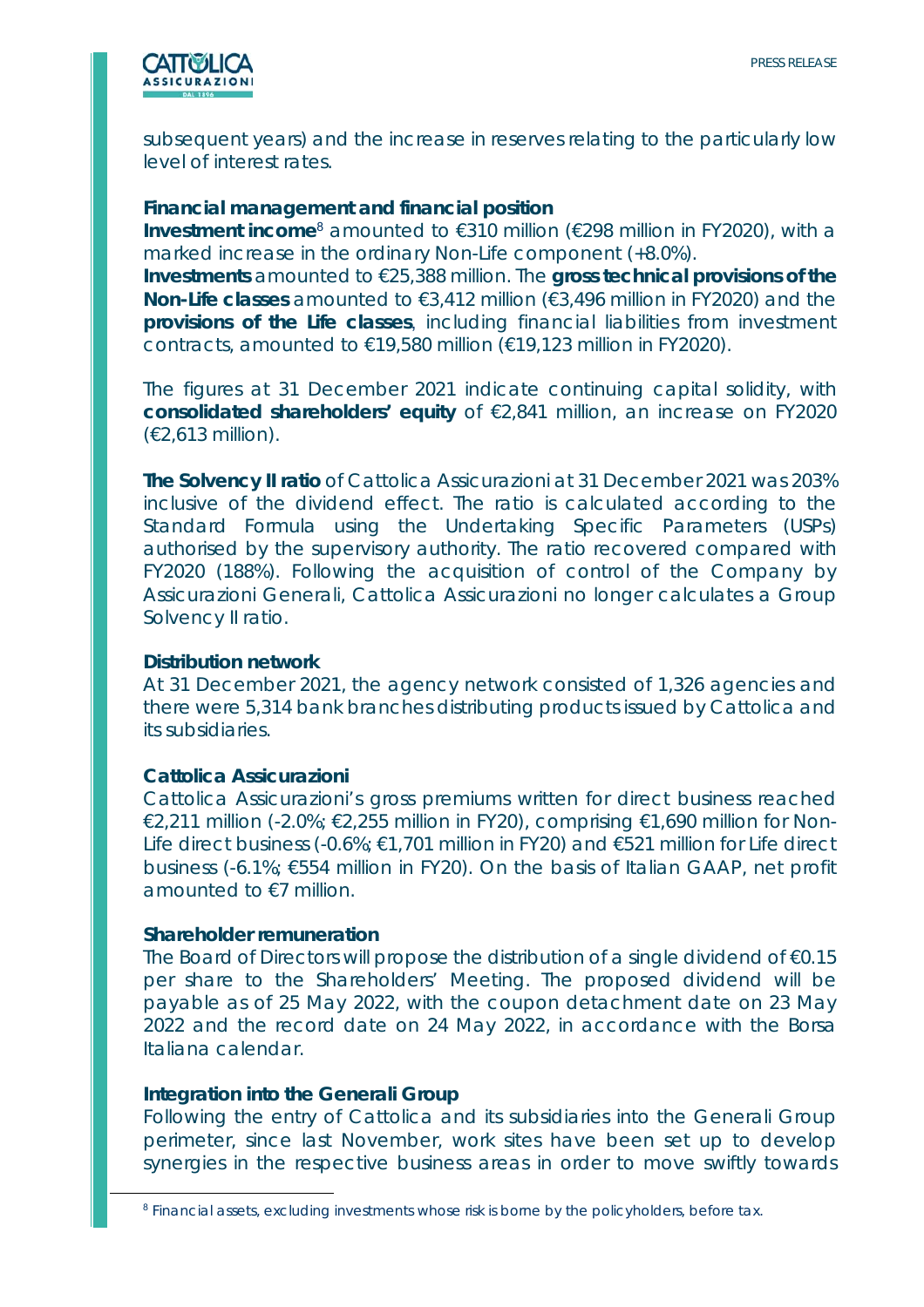subsequent years) and the increase in reserves relating to the particularly low level of interest rates.

**Financial management and financial position**

**Investment income**[8] amounted to €310 million (€298 million in FY2020), with a marked increase in the ordinary Non-Life component (+8.0%).

**Investments** amounted to €25,388 million. The **gross technical provisions of the Non-Life classes** amounted to €3,412 million (€3,496 million in FY2020) and the **provisions of the Life classes**, including financial liabilities from investment contracts, amounted to €19,580 million (€19,123 million in FY2020).

The figures at 31 December 2021 indicate continuing capital solidity, with **consolidated shareholders' equity** of €2,841 million, an increase on FY2020 (€2,613 million).

**The Solvency II ratio** of Cattolica Assicurazioni at 31 December 2021 was 203% inclusive of the dividend effect. The ratio is calculated according to the Standard Formula using the Undertaking Specific Parameters (USPs) authorised by the supervisory authority. The ratio recovered compared with FY2020 (188%). Following the acquisition of control of the Company by Assicurazioni Generali, Cattolica Assicurazioni no longer calculates a Group Solvency II ratio.

**Distribution network**

At 31 December 2021, the agency network consisted of 1,326 agencies and there were 5,314 bank branches distributing products issued by Cattolica and its subsidiaries.

**Cattolica Assicurazioni**

Cattolica Assicurazioni's gross premiums written for direct business reached €2,211 million (-2.0%; €2,255 million in FY20), comprising €1,690 million for Non-Life direct business (-0.6%; €1,701 million in FY20) and €521 million for Life direct business (-6.1%; €554 million in FY20). On the basis of Italian GAAP, net profit amounted to €7 million.

**Shareholder remuneration**

The Board of Directors will propose the distribution of a single dividend of €0.15 per share to the Shareholders' Meeting. The proposed dividend will be payable as of 25 May 2022, with the coupon detachment date on 23 May 2022 and the record date on 24 May 2022, in accordance with the Borsa Italiana calendar.

**Integration into the Generali Group**

Following the entry of Cattolica and its subsidiaries into the Generali Group perimeter, since last November, work sites have been set up to develop synergies in the respective business areas in order to move swiftly towards

[8] Financial assets, excluding investments whose risk is borne by the policyholders, before tax.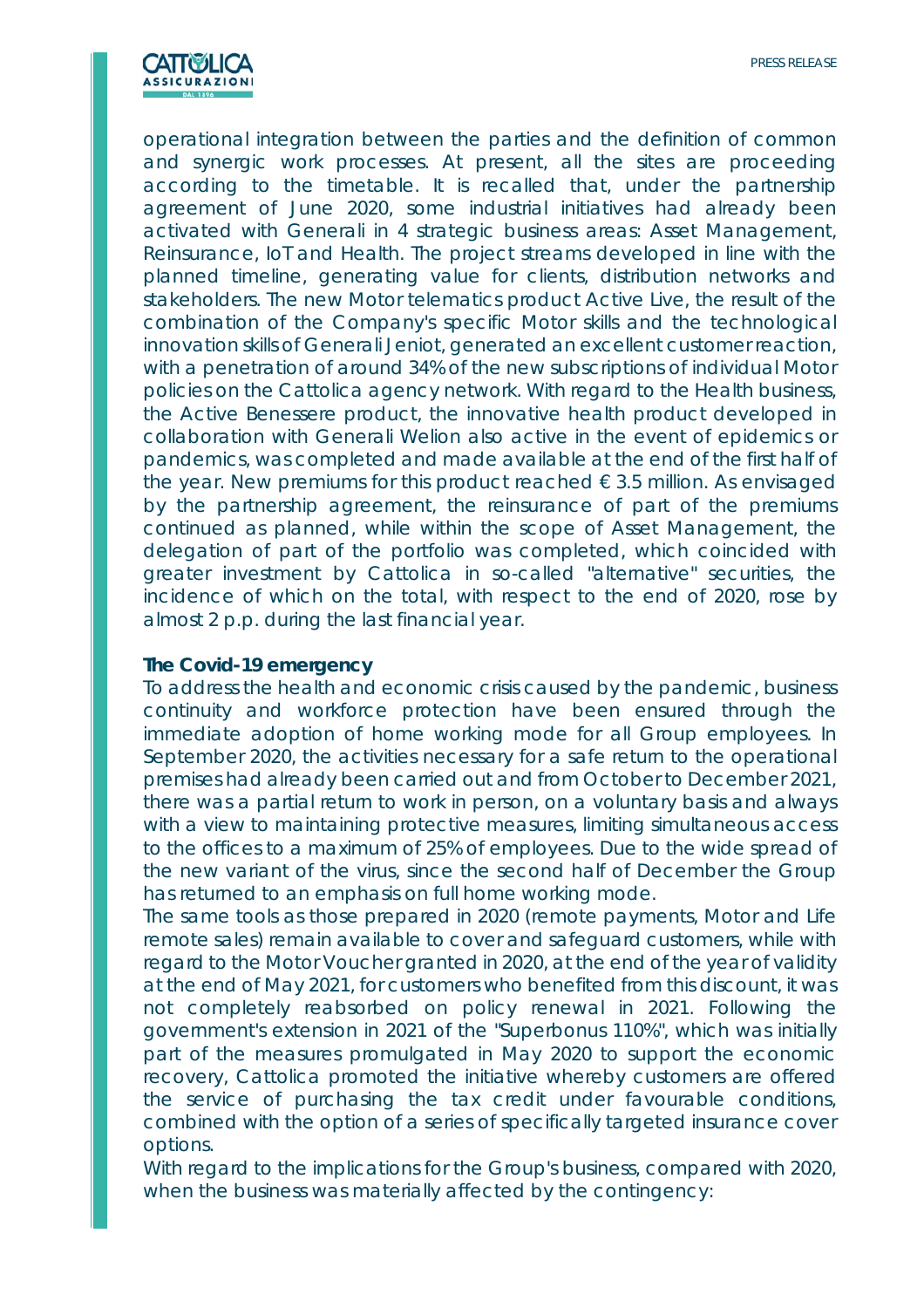operational integration between the parties and the definition of common and synergic work processes. At present, all the sites are proceeding according to the timetable. It is recalled that, under the partnership agreement of June 2020, some industrial initiatives had already been activated with Generali in 4 strategic business areas: Asset Management, Reinsurance, IoT and Health. The project streams developed in line with the planned timeline, generating value for clients, distribution networks and stakeholders. The new Motor telematics product Active Live, the result of the combination of the Company's specific Motor skills and the technological innovation skills of Generali Jeniot, generated an excellent customer reaction, with a penetration of around 34% of the new subscriptions of individual Motor policies on the Cattolica agency network. With regard to the Health business, the Active Benessere product, the innovative health product developed in collaboration with Generali Welion also active in the event of epidemics or pandemics, was completed and made available at the end of the first half of the year. New premiums for this product reached € 3.5 million. As envisaged by the partnership agreement, the reinsurance of part of the premiums continued as planned, while within the scope of Asset Management, the delegation of part of the portfolio was completed, which coincided with greater investment by Cattolica in so-called "alternative" securities, the incidence of which on the total, with respect to the end of 2020, rose by almost 2 p.p. during the last financial year.

**The Covid-19 emergency**

To address the health and economic crisis caused by the pandemic, business continuity and workforce protection have been ensured through the immediate adoption of home working mode for all Group employees. In September 2020, the activities necessary for a safe return to the operational premises had already been carried out and from October to December 2021, there was a partial return to work in person, on a voluntary basis and always with a view to maintaining protective measures, limiting simultaneous access to the offices to a maximum of 25% of employees. Due to the wide spread of the new variant of the virus, since the second half of December the Group has returned to an emphasis on full home working mode.

The same tools as those prepared in 2020 (remote payments, Motor and Life remote sales) remain available to cover and safeguard customers, while with regard to the Motor Voucher granted in 2020, at the end of the year of validity at the end of May 2021, for customers who benefited from this discount, it was not completely reabsorbed on policy renewal in 2021. Following the government's extension in 2021 of the "Superbonus 110%", which was initially part of the measures promulgated in May 2020 to support the economic recovery, Cattolica promoted the initiative whereby customers are offered the service of purchasing the tax credit under favourable conditions, combined with the option of a series of specifically targeted insurance cover options.

With regard to the implications for the Group's business, compared with 2020, when the business was materially affected by the contingency: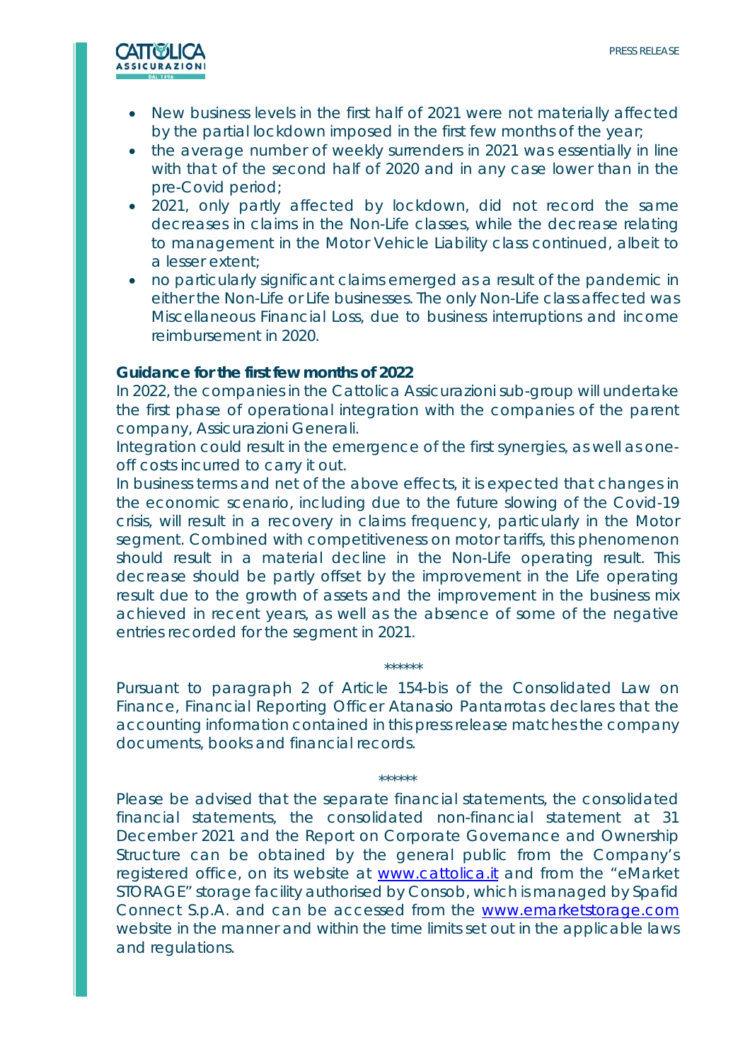- New business levels in the first half of 2021 were not materially affected by the partial lockdown imposed in the first few months of the year;
- the average number of weekly surrenders in 2021 was essentially in line with that of the second half of 2020 and in any case lower than in the pre-Covid period;
- 2021, only partly affected by lockdown, did not record the same decreases in claims in the Non-Life classes, while the decrease relating to management in the Motor Vehicle Liability class continued, albeit to a lesser extent;
- no particularly significant claims emerged as a result of the pandemic in either the Non-Life or Life businesses. The only Non-Life class affected was Miscellaneous Financial Loss, due to business interruptions and income reimbursement in 2020.

**Guidance for the first few months of 2022**

In 2022, the companies in the Cattolica Assicurazioni sub-group will undertake the first phase of operational integration with the companies of the parent company, Assicurazioni Generali.

Integration could result in the emergence of the first synergies, as well as one-off costs incurred to carry it out.

In business terms and net of the above effects, it is expected that changes in the economic scenario, including due to the future slowing of the Covid-19 crisis, will result in a recovery in claims frequency, particularly in the Motor segment. Combined with competitiveness on motor tariffs, this phenomenon should result in a material decline in the Non-Life operating result. This decrease should be partly offset by the improvement in the Life operating result due to the growth of assets and the improvement in the business mix achieved in recent years, as well as the absence of some of the negative entries recorded for the segment in 2021.

\*\*\*\*\*\*

Pursuant to paragraph 2 of Article 154-bis of the Consolidated Law on Finance, Financial Reporting Officer Atanasio Pantarrotas declares that the accounting information contained in this press release matches the company documents, books and financial records.

\*\*\*\*\*\*

Please be advised that the separate financial statements, the consolidated financial statements, the consolidated non-financial statement at 31 December 2021 and the Report on Corporate Governance and Ownership Structure can be obtained by the general public from the Company's registered office, on its website at [www.cattolica.it](http://www.cattolica.it) and from the "eMarket STORAGE" storage facility authorised by Consob, which is managed by Spafid Connect S.p.A. and can be accessed from the [www.emarketstorage.com](http://www.emarketstorage.com) website in the manner and within the time limits set out in the applicable laws and regulations.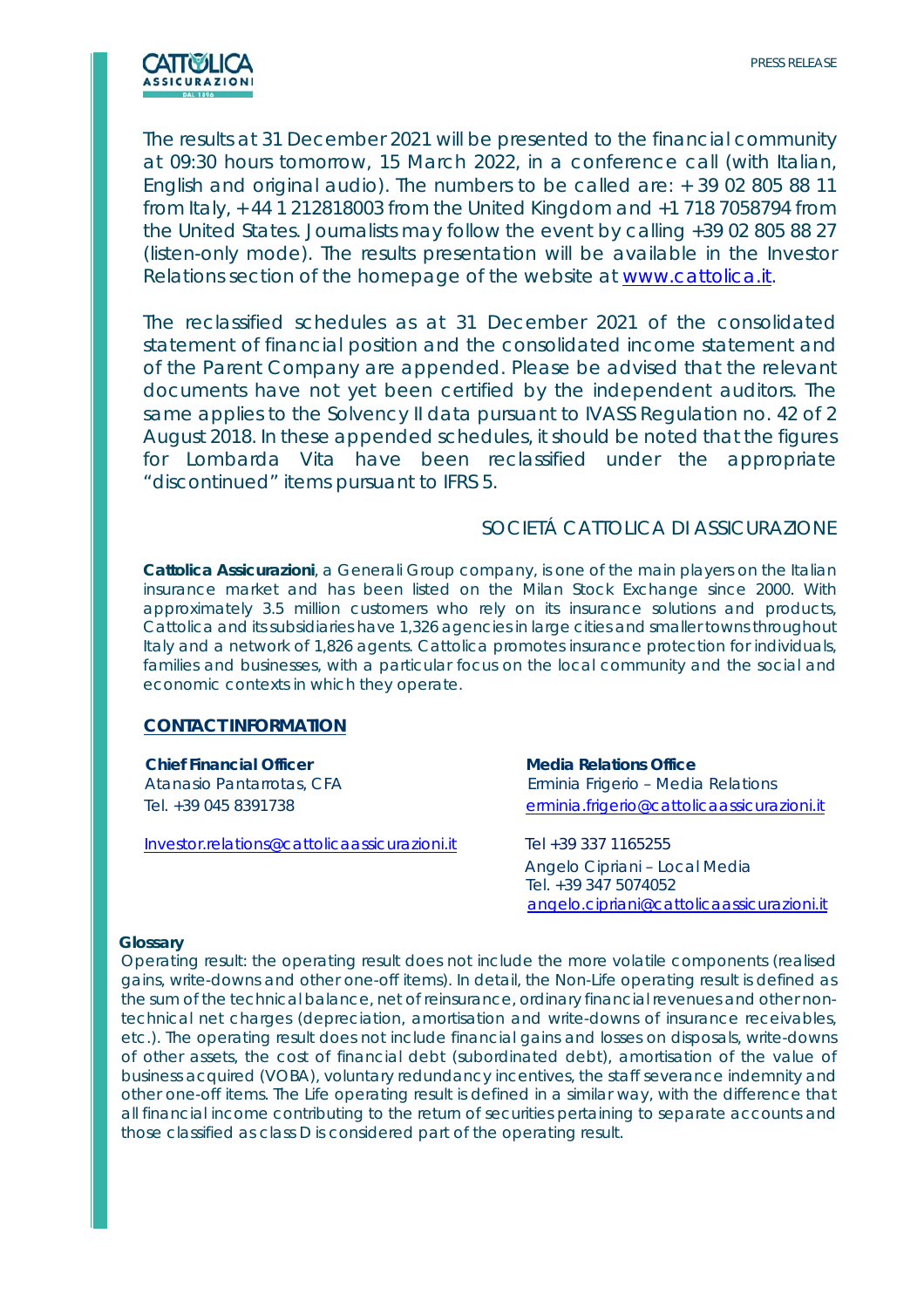The results at 31 December 2021 will be presented to the financial community at 09:30 hours tomorrow, 15 March 2022, in a conference call (with Italian, English and original audio). The numbers to be called are: + 39 02 805 88 11 from Italy, + 44 1 212818003 from the United Kingdom and +1 718 7058794 from the United States. Journalists may follow the event by calling +39 02 805 88 27 (listen-only mode). The results presentation will be available in the Investor Relations section of the homepage of the website at www.cattolica.it.

The reclassified schedules as at 31 December 2021 of the consolidated statement of financial position and the consolidated income statement and of the Parent Company are appended. Please be advised that the relevant documents have not yet been certified by the independent auditors. The same applies to the Solvency II data pursuant to IVASS Regulation no. 42 of 2 August 2018. In these appended schedules, it should be noted that the figures for Lombarda Vita have been reclassified under the appropriate "discontinued" items pursuant to IFRS 5.

SOCIETÁ CATTOLICA DI ASSICURAZIONE

**Cattolica Assicurazioni**, a Generali Group company, is one of the main players on the Italian insurance market and has been listed on the Milan Stock Exchange since 2000. With approximately 3.5 million customers who rely on its insurance solutions and products, Cattolica and its subsidiaries have 1,326 agencies in large cities and smaller towns throughout Italy and a network of 1,826 agents. Cattolica promotes insurance protection for individuals, families and businesses, with a particular focus on the local community and the social and economic contexts in which they operate.

**CONTACT INFORMATION**

**Chief Financial Officer**
Atanasio Pantarrotas, CFA
Tel. +39 045 8391738

Investor.relations@cattolicaassicurazioni.it

**Media Relations Office**
Erminia Frigerio – Media Relations
erminia.frigerio@cattolicaassicurazioni.it

Tel +39 337 1165255
Angelo Cipriani – Local Media
Tel. +39 347 5074052
angelo.cipriani@cattolicaassicurazioni.it

**Glossary**

Operating result: the operating result does not include the more volatile components (realised gains, write-downs and other one-off items). In detail, the Non-Life operating result is defined as the sum of the technical balance, net of reinsurance, ordinary financial revenues and other non-technical net charges (depreciation, amortisation and write-downs of insurance receivables, etc.). The operating result does not include financial gains and losses on disposals, write-downs of other assets, the cost of financial debt (subordinated debt), amortisation of the value of business acquired (VOBA), voluntary redundancy incentives, the staff severance indemnity and other one-off items. The Life operating result is defined in a similar way, with the difference that all financial income contributing to the return of securities pertaining to separate accounts and those classified as class D is considered part of the operating result.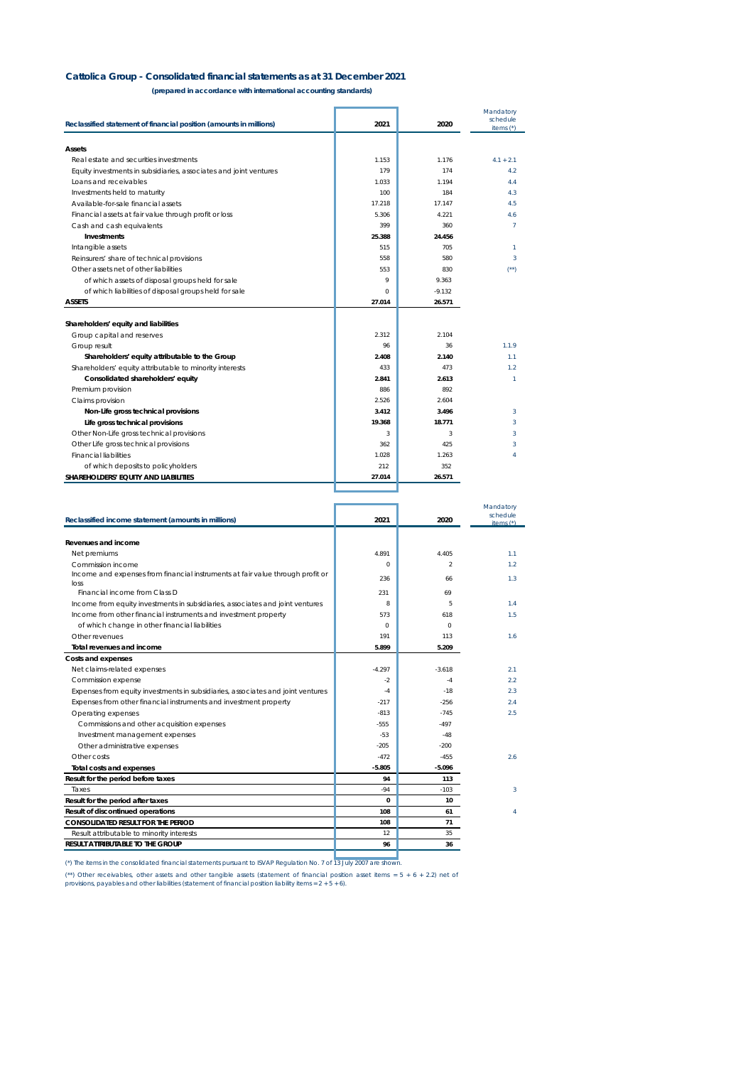## Cattolica Group - Consolidated financial statements as at 31 December 2021

**(prepared in accordance with international accounting standards)**

| Reclassified statement of financial position (amounts in millions) | 2021 | 2020 | Mandatory schedule items (*) |
|---|---|---|---|
| **Assets** | | | |
| Real estate and securities investments | 1.153 | 1.176 | 4.1 + 2.1 |
| Equity investments in subsidiaries, associates and joint ventures | 179 | 174 | 4.2 |
| Loans and receivables | 1.033 | 1.194 | 4.4 |
| Investments held to maturity | 100 | 184 | 4.3 |
| Available-for-sale financial assets | 17.218 | 17.147 | 4.5 |
| Financial assets at fair value through profit or loss | 5.306 | 4.221 | 4.6 |
| Cash and cash equivalents | 399 | 360 | 7 |
| **Investments** | **25.388** | **24.456** | |
| Intangible assets | 515 | 705 | 1 |
| Reinsurers' share of technical provisions | 558 | 580 | 3 |
| Other assets net of other liabilities | 553 | 830 | (**) |
| of which assets of disposal groups held for sale | 9 | 9.363 | |
| of which liabilities of disposal groups held for sale | 0 | -9.132 | |
| **ASSETS** | **27.014** | **26.571** | |
| **Shareholders' equity and liabilities** | | | |
| Group capital and reserves | 2.312 | 2.104 | |
| Group result | 96 | 36 | 1.1.9 |
| **Shareholders' equity attributable to the Group** | **2.408** | **2.140** | 1.1 |
| Shareholders' equity attributable to minority interests | 433 | 473 | 1.2 |
| **Consolidated shareholders' equity** | **2.841** | **2.613** | 1 |
| Premium provision | 886 | 892 | |
| Claims provision | 2.526 | 2.604 | |
| **Non-Life gross technical provisions** | **3.412** | **3.496** | 3 |
| **Life gross technical provisions** | **19.368** | **18.771** | 3 |
| Other Non-Life gross technical provisions | 3 | 3 | 3 |
| Other Life gross technical provisions | 362 | 425 | 3 |
| Financial liabilities | 1.028 | 1.263 | 4 |
| of which deposits to policyholders | 212 | 352 | |
| **SHAREHOLDERS' EQUITY AND LIABILITIES** | **27.014** | **26.571** | |

| Reclassified income statement (amounts in millions) | 2021 | 2020 | Mandatory schedule items (*) |
|---|---|---|---|
| **Revenues and income** | | | |
| Net premiums | 4.891 | 4.405 | 1.1 |
| Commission income | 0 | 2 | 1.2 |
| Income and expenses from financial instruments at fair value through profit or loss | 236 | 66 | 1.3 |
| Financial income from Class D | 231 | 69 | |
| Income from equity investments in subsidiaries, associates and joint ventures | 8 | 5 | 1.4 |
| Income from other financial instruments and investment property | 573 | 618 | 1.5 |
| of which change in other financial liabilities | 0 | 0 | |
| Other revenues | 191 | 113 | 1.6 |
| **Total revenues and income** | **5.899** | **5.209** | |
| **Costs and expenses** | | | |
| Net claims-related expenses | -4.297 | -3.618 | 2.1 |
| Commission expense | -2 | -4 | 2.2 |
| Expenses from equity investments in subsidiaries, associates and joint ventures | -4 | -18 | 2.3 |
| Expenses from other financial instruments and investment property | -217 | -256 | 2.4 |
| Operating expenses | -813 | -745 | 2.5 |
| Commissions and other acquisition expenses | -555 | -497 | |
| Investment management expenses | -53 | -48 | |
| Other administrative expenses | -205 | -200 | |
| Other costs | -472 | -455 | 2.6 |
| **Total costs and expenses** | **-5.805** | **-5.096** | |
| **Result for the period before taxes** | **94** | **113** | |
| Taxes | -94 | -103 | 3 |
| **Result for the period after taxes** | **0** | **10** | |
| **Result of discontinued operations** | **108** | **61** | 4 |
| **CONSOLIDATED RESULT FOR THE PERIOD** | **108** | **71** | |
| Result attributable to minority interests | 12 | 35 | |
| **RESULT ATTRIBUTABLE TO THE GROUP** | **96** | **36** | |

(*) The items in the consolidated financial statements pursuant to ISVAP Regulation No. 7 of 13 July 2007 are shown.

(**) Other receivables, other assets and other tangible assets (statement of financial position asset items = 5 + 6 + 2.2) net of provisions, payables and other liabilities (statement of financial position liability items = 2 + 5 + 6).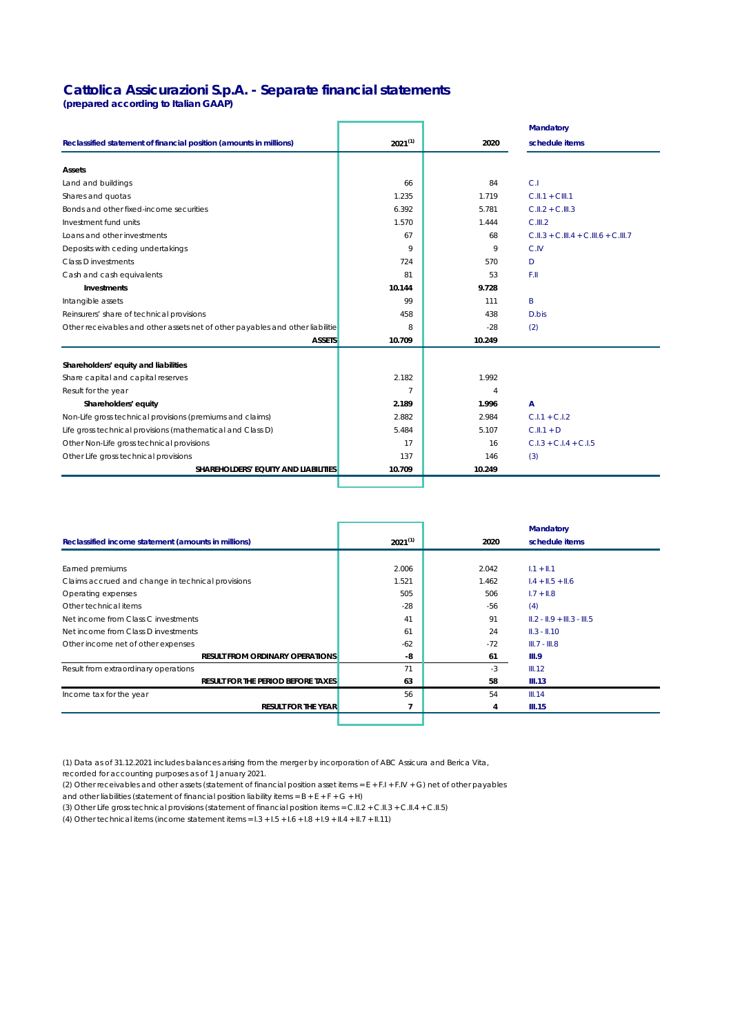# Cattolica Assicurazioni S.p.A. - Separate financial statements

**(prepared according to Italian GAAP)**

| Reclassified statement of financial position (amounts in millions) | 2021[1] | 2020 | Mandatory schedule items |
|---|---|---|---|
| **Assets** | | | |
| Land and buildings | 66 | 84 | C.I |
| Shares and quotas | 1.235 | 1.719 | C.II.1 + C.III.1 |
| Bonds and other fixed-income securities | 6.392 | 5.781 | C.II.2 + C.III.3 |
| Investment fund units | 1.570 | 1.444 | C.III.2 |
| Loans and other investments | 67 | 68 | C.II.3 + C.III.4 + C.III.6 + C.III.7 |
| Deposits with ceding undertakings | 9 | 9 | C.IV |
| Class D investments | 724 | 570 | D |
| Cash and cash equivalents | 81 | 53 | F.II |
| **Investments** | **10.144** | **9.728** | |
| Intangible assets | 99 | 111 | B |
| Reinsurers' share of technical provisions | 458 | 438 | D.bis |
| Other receivables and other assets net of other payables and other liabilitie | 8 | -28 | (2) |
| **ASSETS** | **10.709** | **10.249** | |
| **Shareholders' equity and liabilities** | | | |
| Share capital and capital reserves | 2.182 | 1.992 | |
| Result for the year | 7 | 4 | |
| **Shareholders' equity** | **2.189** | **1.996** | **A** |
| Non-Life gross technical provisions (premiums and claims) | 2.882 | 2.984 | C.I.1 + C.I.2 |
| Life gross technical provisions (mathematical and Class D) | 5.484 | 5.107 | C.II.1 + D |
| Other Non-Life gross technical provisions | 17 | 16 | C.I.3 + C.I.4 + C.I.5 |
| Other Life gross technical provisions | 137 | 146 | (3) |
| **SHAREHOLDERS' EQUITY AND LIABILITIES** | **10.709** | **10.249** | |

| Reclassified income statement (amounts in millions) | 2021[1] | 2020 | Mandatory schedule items |
|---|---|---|---|
| Earned premiums | 2.006 | 2.042 | I.1 + II.1 |
| Claims accrued and change in technical provisions | 1.521 | 1.462 | I.4 + II.5 + II.6 |
| Operating expenses | 505 | 506 | I.7 + II.8 |
| Other technical items | -28 | -56 | (4) |
| Net income from Class C investments | 41 | 91 | II.2 - II.9 + III.3 - III.5 |
| Net income from Class D investments | 61 | 24 | II.3 - II.10 |
| Other income net of other expenses | -62 | -72 | III.7 - III.8 |
| **RESULT FROM ORDINARY OPERATIONS** | **-8** | **61** | **III.9** |
| Result from extraordinary operations | 71 | -3 | III.12 |
| **RESULT FOR THE PERIOD BEFORE TAXES** | **63** | **58** | **III.13** |
| Income tax for the year | 56 | 54 | III.14 |
| **RESULT FOR THE YEAR** | **7** | **4** | **III.15** |

(1) Data as of 31.12.2021 includes balances arising from the merger by incorporation of ABC Assicura and Berica Vita, recorded for accounting purposes as of 1 January 2021.

(2) Other receivables and other assets (statement of financial position asset items = E + F.I + F.IV + G) net of other payables and other liabilities (statement of financial position liability items = B + E + F + G + H)

(3) Other Life gross technical provisions (statement of financial position items = C.II.2 + C.II.3 + C.II.4 + C.II.5)

(4) Other technical items (income statement items = I.3 + I.5 + I.6 + I.8 + I.9 + II.4 + II.7 + II.11)